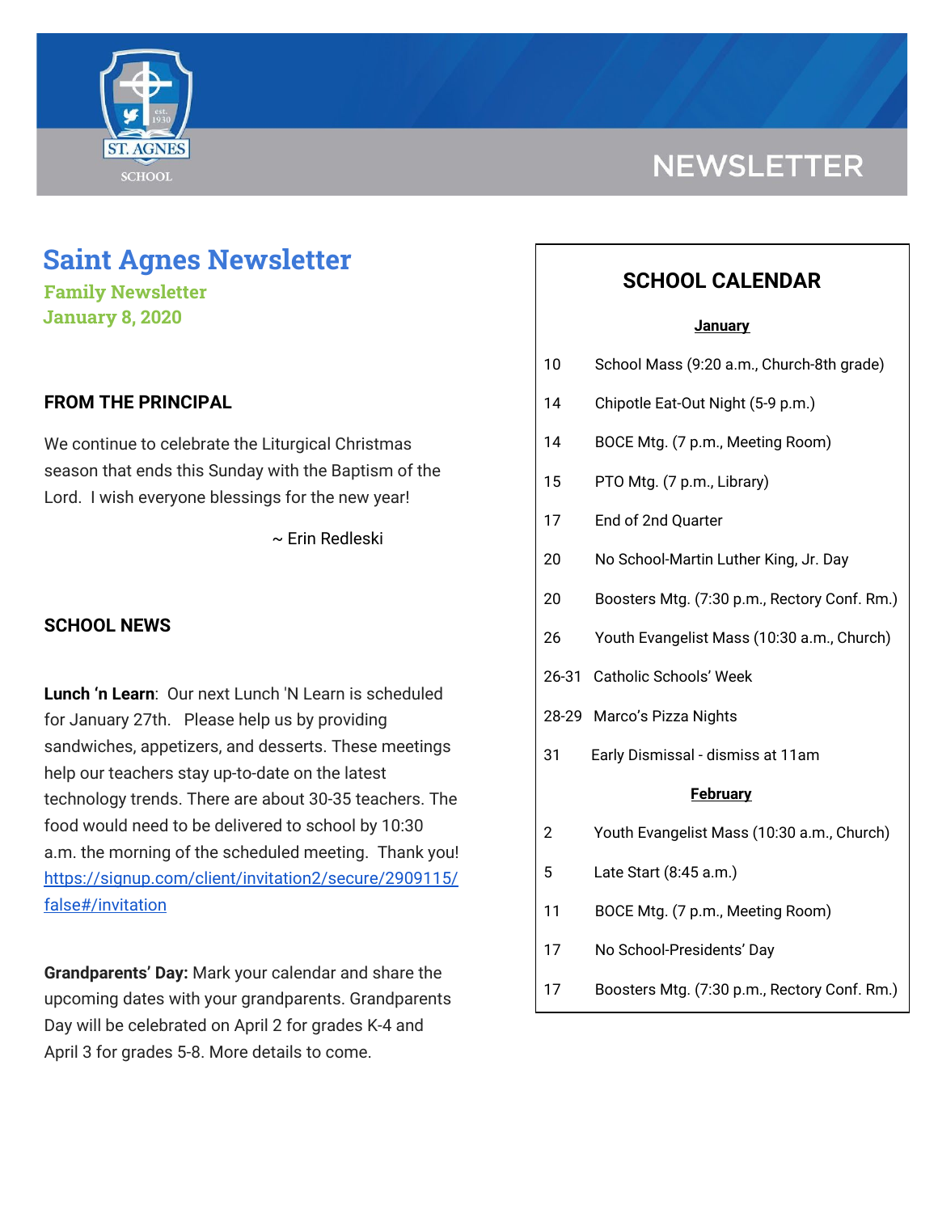NEWSLETTER

# Saint Agnes Newsletter

**Family Newsletter**
**January 8, 2020**

## FROM THE PRINCIPAL

We continue to celebrate the Liturgical Christmas season that ends this Sunday with the Baptism of the Lord. I wish everyone blessings for the new year!

~ Erin Redleski

## SCHOOL NEWS

**Lunch 'n Learn**: Our next Lunch 'N Learn is scheduled for January 27th. Please help us by providing sandwiches, appetizers, and desserts. These meetings help our teachers stay up-to-date on the latest technology trends. There are about 30-35 teachers. The food would need to be delivered to school by 10:30 a.m. the morning of the scheduled meeting. Thank you! https://signup.com/client/invitation2/secure/2909115/false#/invitation

**Grandparents' Day:** Mark your calendar and share the upcoming dates with your grandparents. Grandparents Day will be celebrated on April 2 for grades K-4 and April 3 for grades 5-8. More details to come.

## SCHOOL CALENDAR

**January**

| | |
|---|---|
| 10 | School Mass (9:20 a.m., Church-8th grade) |
| 14 | Chipotle Eat-Out Night (5-9 p.m.) |
| 14 | BOCE Mtg. (7 p.m., Meeting Room) |
| 15 | PTO Mtg. (7 p.m., Library) |
| 17 | End of 2nd Quarter |
| 20 | No School-Martin Luther King, Jr. Day |
| 20 | Boosters Mtg. (7:30 p.m., Rectory Conf. Rm.) |
| 26 | Youth Evangelist Mass (10:30 a.m., Church) |
| 26-31 | Catholic Schools' Week |
| 28-29 | Marco's Pizza Nights |
| 31 | Early Dismissal - dismiss at 11am |

**February**

| | |
|---|---|
| 2 | Youth Evangelist Mass (10:30 a.m., Church) |
| 5 | Late Start (8:45 a.m.) |
| 11 | BOCE Mtg. (7 p.m., Meeting Room) |
| 17 | No School-Presidents' Day |
| 17 | Boosters Mtg. (7:30 p.m., Rectory Conf. Rm.) |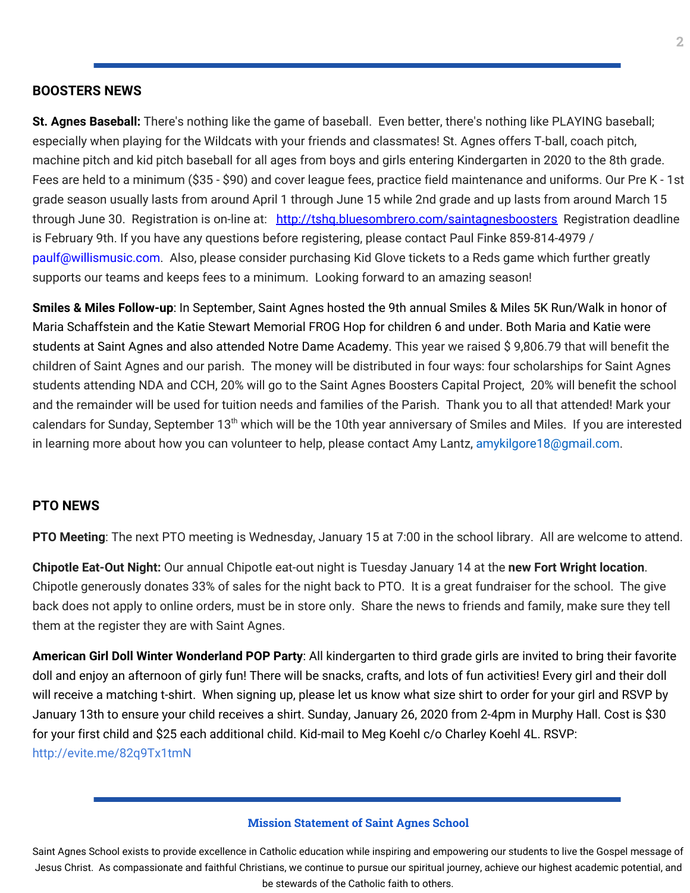## BOOSTERS NEWS

**St. Agnes Baseball:** There's nothing like the game of baseball. Even better, there's nothing like PLAYING baseball; especially when playing for the Wildcats with your friends and classmates! St. Agnes offers T-ball, coach pitch, machine pitch and kid pitch baseball for all ages from boys and girls entering Kindergarten in 2020 to the 8th grade. Fees are held to a minimum ($35 - $90) and cover league fees, practice field maintenance and uniforms. Our Pre K - 1st grade season usually lasts from around April 1 through June 15 while 2nd grade and up lasts from around March 15 through June 30. Registration is on-line at: http://tshq.bluesombrero.com/saintagnesboosters Registration deadline is February 9th. If you have any questions before registering, please contact Paul Finke 859-814-4979 / paulf@willismusic.com. Also, please consider purchasing Kid Glove tickets to a Reds game which further greatly supports our teams and keeps fees to a minimum. Looking forward to an amazing season!

**Smiles & Miles Follow-up**: In September, Saint Agnes hosted the 9th annual Smiles & Miles 5K Run/Walk in honor of Maria Schaffstein and the Katie Stewart Memorial FROG Hop for children 6 and under. Both Maria and Katie were students at Saint Agnes and also attended Notre Dame Academy. This year we raised $ 9,806.79 that will benefit the children of Saint Agnes and our parish. The money will be distributed in four ways: four scholarships for Saint Agnes students attending NDA and CCH, 20% will go to the Saint Agnes Boosters Capital Project, 20% will benefit the school and the remainder will be used for tuition needs and families of the Parish. Thank you to all that attended! Mark your calendars for Sunday, September 13th which will be the 10th year anniversary of Smiles and Miles. If you are interested in learning more about how you can volunteer to help, please contact Amy Lantz, amykilgore18@gmail.com.

## PTO NEWS

**PTO Meeting**: The next PTO meeting is Wednesday, January 15 at 7:00 in the school library. All are welcome to attend.

**Chipotle Eat-Out Night:** Our annual Chipotle eat-out night is Tuesday January 14 at the **new Fort Wright location**. Chipotle generously donates 33% of sales for the night back to PTO. It is a great fundraiser for the school. The give back does not apply to online orders, must be in store only. Share the news to friends and family, make sure they tell them at the register they are with Saint Agnes.

**American Girl Doll Winter Wonderland POP Party**: All kindergarten to third grade girls are invited to bring their favorite doll and enjoy an afternoon of girly fun! There will be snacks, crafts, and lots of fun activities! Every girl and their doll will receive a matching t-shirt. When signing up, please let us know what size shirt to order for your girl and RSVP by January 13th to ensure your child receives a shirt. Sunday, January 26, 2020 from 2-4pm in Murphy Hall. Cost is $30 for your first child and $25 each additional child. Kid-mail to Meg Koehl c/o Charley Koehl 4L. RSVP: http://evite.me/82q9Tx1tmN

**Mission Statement of Saint Agnes School**

Saint Agnes School exists to provide excellence in Catholic education while inspiring and empowering our students to live the Gospel message of Jesus Christ. As compassionate and faithful Christians, we continue to pursue our spiritual journey, achieve our highest academic potential, and be stewards of the Catholic faith to others.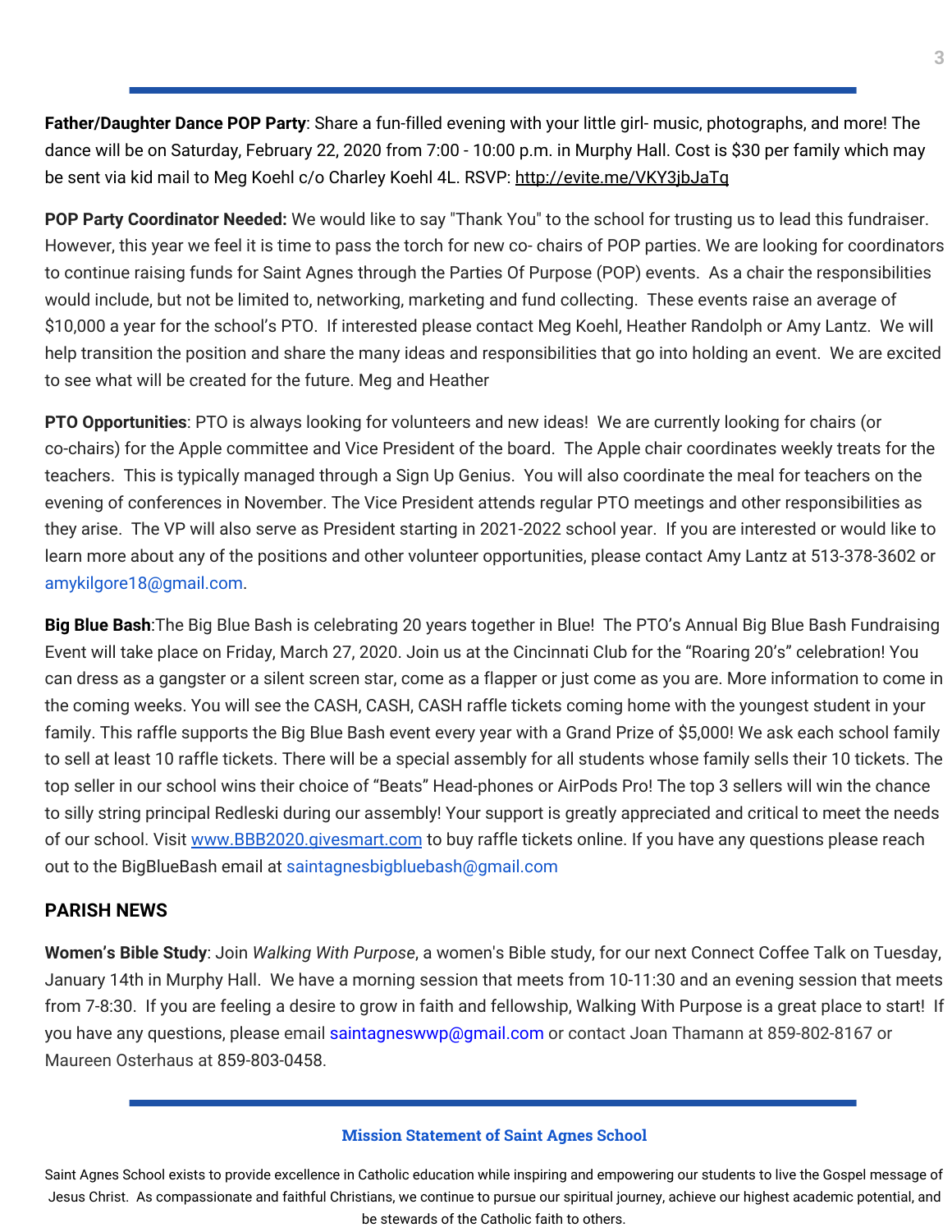**Father/Daughter Dance POP Party**: Share a fun-filled evening with your little girl- music, photographs, and more! The dance will be on Saturday, February 22, 2020 from 7:00 - 10:00 p.m. in Murphy Hall. Cost is $30 per family which may be sent via kid mail to Meg Koehl c/o Charley Koehl 4L. RSVP: http://evite.me/VKY3jbJaTq

**POP Party Coordinator Needed:** We would like to say "Thank You" to the school for trusting us to lead this fundraiser. However, this year we feel it is time to pass the torch for new co- chairs of POP parties. We are looking for coordinators to continue raising funds for Saint Agnes through the Parties Of Purpose (POP) events. As a chair the responsibilities would include, but not be limited to, networking, marketing and fund collecting. These events raise an average of $10,000 a year for the school's PTO. If interested please contact Meg Koehl, Heather Randolph or Amy Lantz. We will help transition the position and share the many ideas and responsibilities that go into holding an event. We are excited to see what will be created for the future. Meg and Heather

**PTO Opportunities**: PTO is always looking for volunteers and new ideas! We are currently looking for chairs (or co-chairs) for the Apple committee and Vice President of the board. The Apple chair coordinates weekly treats for the teachers. This is typically managed through a Sign Up Genius. You will also coordinate the meal for teachers on the evening of conferences in November. The Vice President attends regular PTO meetings and other responsibilities as they arise. The VP will also serve as President starting in 2021-2022 school year. If you are interested or would like to learn more about any of the positions and other volunteer opportunities, please contact Amy Lantz at 513-378-3602 or amykilgore18@gmail.com.

**Big Blue Bash**:The Big Blue Bash is celebrating 20 years together in Blue! The PTO's Annual Big Blue Bash Fundraising Event will take place on Friday, March 27, 2020. Join us at the Cincinnati Club for the "Roaring 20's" celebration! You can dress as a gangster or a silent screen star, come as a flapper or just come as you are. More information to come in the coming weeks. You will see the CASH, CASH, CASH raffle tickets coming home with the youngest student in your family. This raffle supports the Big Blue Bash event every year with a Grand Prize of $5,000! We ask each school family to sell at least 10 raffle tickets. There will be a special assembly for all students whose family sells their 10 tickets. The top seller in our school wins their choice of "Beats" Head-phones or AirPods Pro! The top 3 sellers will win the chance to silly string principal Redleski during our assembly! Your support is greatly appreciated and critical to meet the needs of our school. Visit www.BBB2020.givesmart.com to buy raffle tickets online. If you have any questions please reach out to the BigBlueBash email at saintagnesbigbluebash@gmail.com

## PARISH NEWS

**Women's Bible Study**: Join *Walking With Purpose*, a women's Bible study, for our next Connect Coffee Talk on Tuesday, January 14th in Murphy Hall. We have a morning session that meets from 10-11:30 and an evening session that meets from 7-8:30. If you are feeling a desire to grow in faith and fellowship, Walking With Purpose is a great place to start! If you have any questions, please email saintagneswwp@gmail.com or contact Joan Thamann at 859-802-8167 or Maureen Osterhaus at 859-803-0458.

### Mission Statement of Saint Agnes School

Saint Agnes School exists to provide excellence in Catholic education while inspiring and empowering our students to live the Gospel message of Jesus Christ. As compassionate and faithful Christians, we continue to pursue our spiritual journey, achieve our highest academic potential, and be stewards of the Catholic faith to others.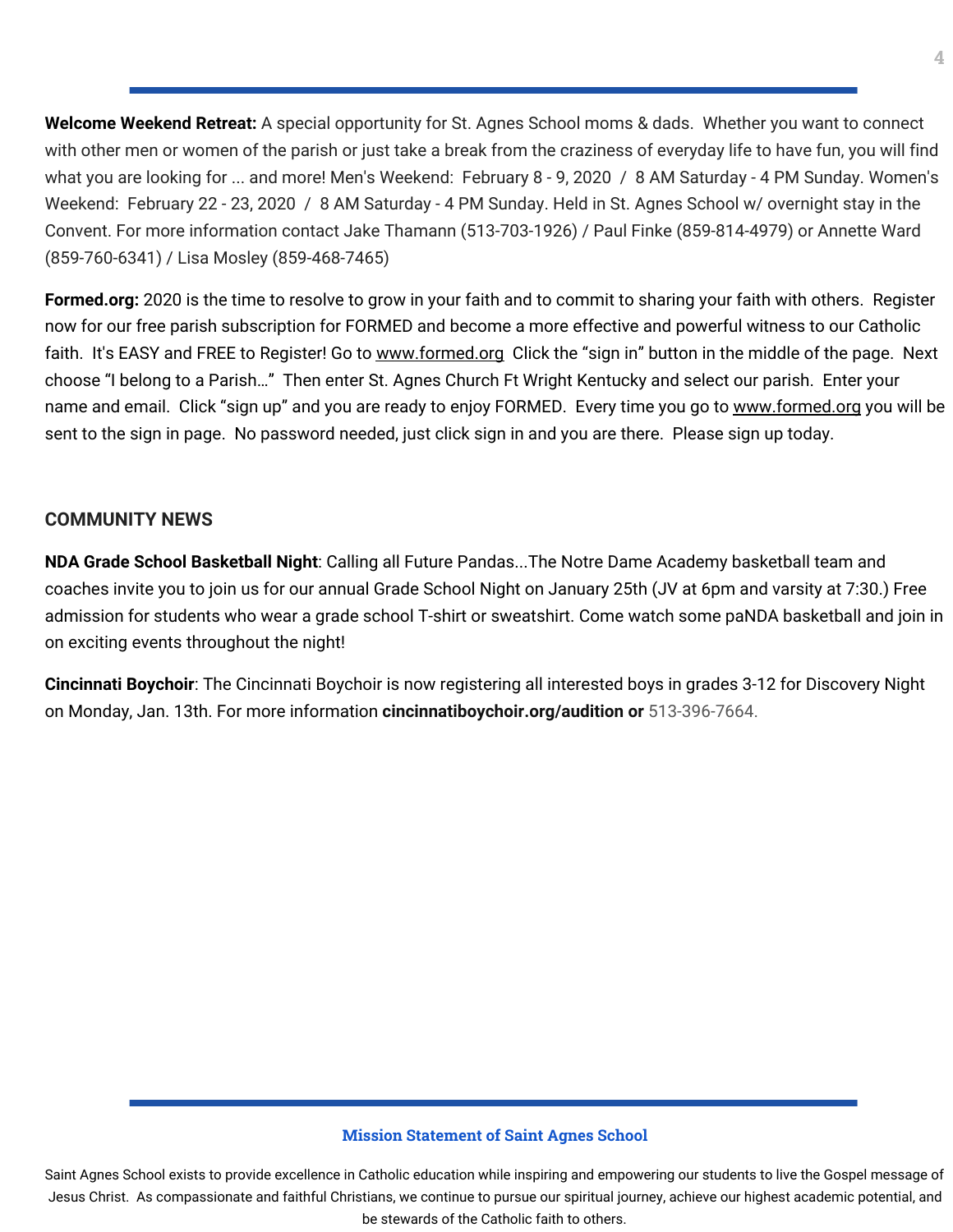**Welcome Weekend Retreat:** A special opportunity for St. Agnes School moms & dads. Whether you want to connect with other men or women of the parish or just take a break from the craziness of everyday life to have fun, you will find what you are looking for ... and more! Men's Weekend: February 8 - 9, 2020 / 8 AM Saturday - 4 PM Sunday. Women's Weekend: February 22 - 23, 2020 / 8 AM Saturday - 4 PM Sunday. Held in St. Agnes School w/ overnight stay in the Convent. For more information contact Jake Thamann (513-703-1926) / Paul Finke (859-814-4979) or Annette Ward (859-760-6341) / Lisa Mosley (859-468-7465)

**Formed.org:** 2020 is the time to resolve to grow in your faith and to commit to sharing your faith with others. Register now for our free parish subscription for FORMED and become a more effective and powerful witness to our Catholic faith. It's EASY and FREE to Register! Go to www.formed.org Click the "sign in" button in the middle of the page. Next choose "I belong to a Parish…" Then enter St. Agnes Church Ft Wright Kentucky and select our parish. Enter your name and email. Click "sign up" and you are ready to enjoy FORMED. Every time you go to www.formed.org you will be sent to the sign in page. No password needed, just click sign in and you are there. Please sign up today.

## COMMUNITY NEWS

**NDA Grade School Basketball Night**: Calling all Future Pandas...The Notre Dame Academy basketball team and coaches invite you to join us for our annual Grade School Night on January 25th (JV at 6pm and varsity at 7:30.) Free admission for students who wear a grade school T-shirt or sweatshirt. Come watch some paNDA basketball and join in on exciting events throughout the night!

**Cincinnati Boychoir**: The Cincinnati Boychoir is now registering all interested boys in grades 3-12 for Discovery Night on Monday, Jan. 13th. For more information **cincinnatiboychoir.org/audition or** 513-396-7664.

**Mission Statement of Saint Agnes School**

Saint Agnes School exists to provide excellence in Catholic education while inspiring and empowering our students to live the Gospel message of Jesus Christ. As compassionate and faithful Christians, we continue to pursue our spiritual journey, achieve our highest academic potential, and be stewards of the Catholic faith to others.